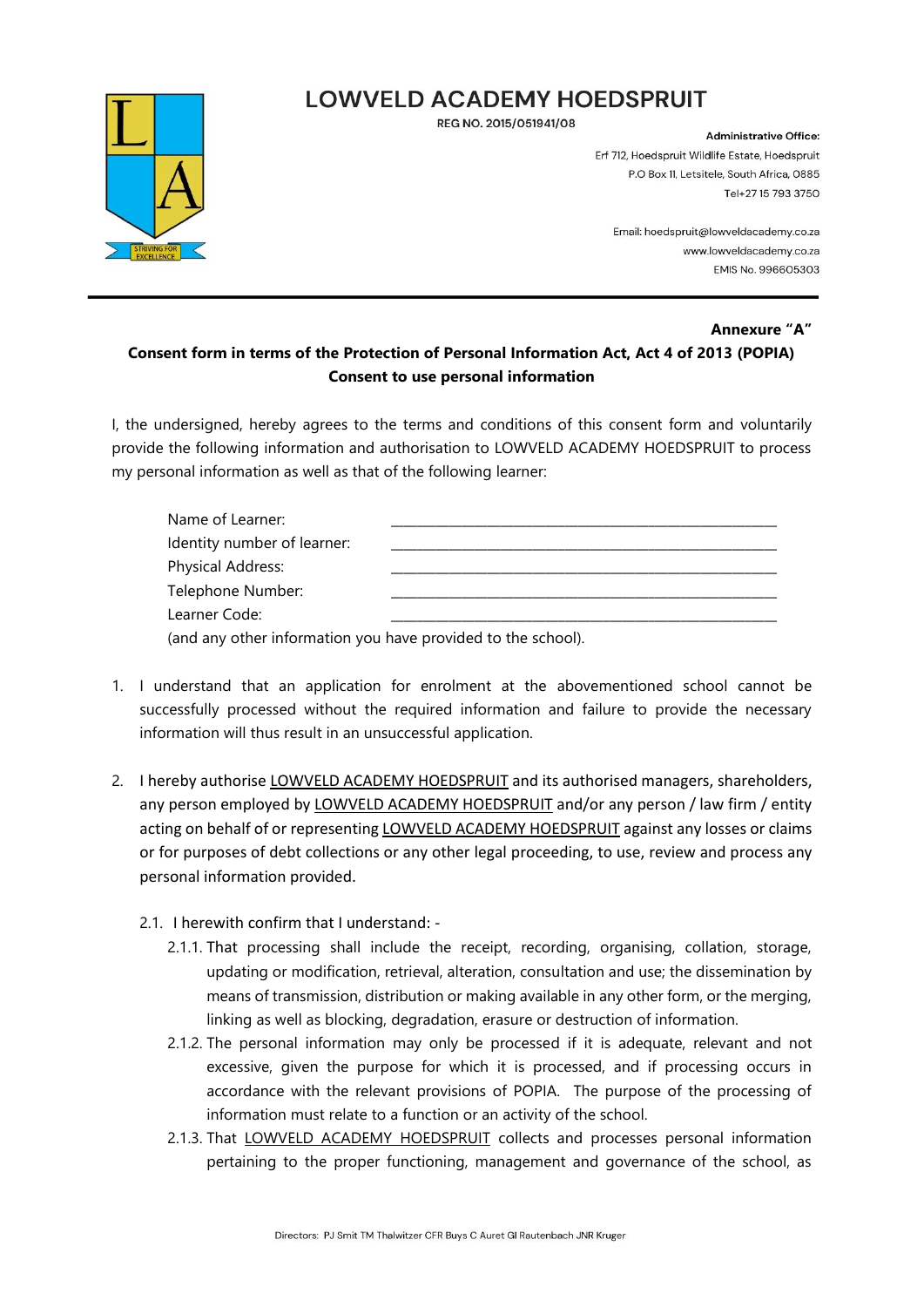# LOWVELD ACADEMY HOEDSPRUIT

REG NO. 2015/051941/08

**Administrative Office:**
Erf 712, Hoedspruit Wildlife Estate, Hoedspruit
P.O Box 11, Letsitele, South Africa, 0885
Tel+27 15 793 3750

Email: hoedspruit@lowveldacademy.co.za
www.lowveldacademy.co.za
EMIS No. 996605303

---

**Annexure "A"**

**Consent form in terms of the Protection of Personal Information Act, Act 4 of 2013 (POPIA)**

**Consent to use personal information**

I, the undersigned, hereby agrees to the terms and conditions of this consent form and voluntarily provide the following information and authorisation to LOWVELD ACADEMY HOEDSPRUIT to process my personal information as well as that of the following learner:

Name of Learner: ________________________________________________

Identity number of learner: ________________________________________________

Physical Address: ________________________________________________

Telephone Number: ________________________________________________

Learner Code: ________________________________________________

(and any other information you have provided to the school).

1. I understand that an application for enrolment at the abovementioned school cannot be successfully processed without the required information and failure to provide the necessary information will thus result in an unsuccessful application.

2. I hereby authorise LOWVELD ACADEMY HOEDSPRUIT and its authorised managers, shareholders, any person employed by LOWVELD ACADEMY HOEDSPRUIT and/or any person / law firm / entity acting on behalf of or representing LOWVELD ACADEMY HOEDSPRUIT against any losses or claims or for purposes of debt collections or any other legal proceeding, to use, review and process any personal information provided.

   2.1. I herewith confirm that I understand: -

      2.1.1. That processing shall include the receipt, recording, organising, collation, storage, updating or modification, retrieval, alteration, consultation and use; the dissemination by means of transmission, distribution or making available in any other form, or the merging, linking as well as blocking, degradation, erasure or destruction of information.

      2.1.2. The personal information may only be processed if it is adequate, relevant and not excessive, given the purpose for which it is processed, and if processing occurs in accordance with the relevant provisions of POPIA. The purpose of the processing of information must relate to a function or an activity of the school.

      2.1.3. That LOWVELD ACADEMY HOEDSPRUIT collects and processes personal information pertaining to the proper functioning, management and governance of the school, as

Directors: PJ Smit TM Thalwitzer CFR Buys C Auret GI Rautenbach JNR Kruger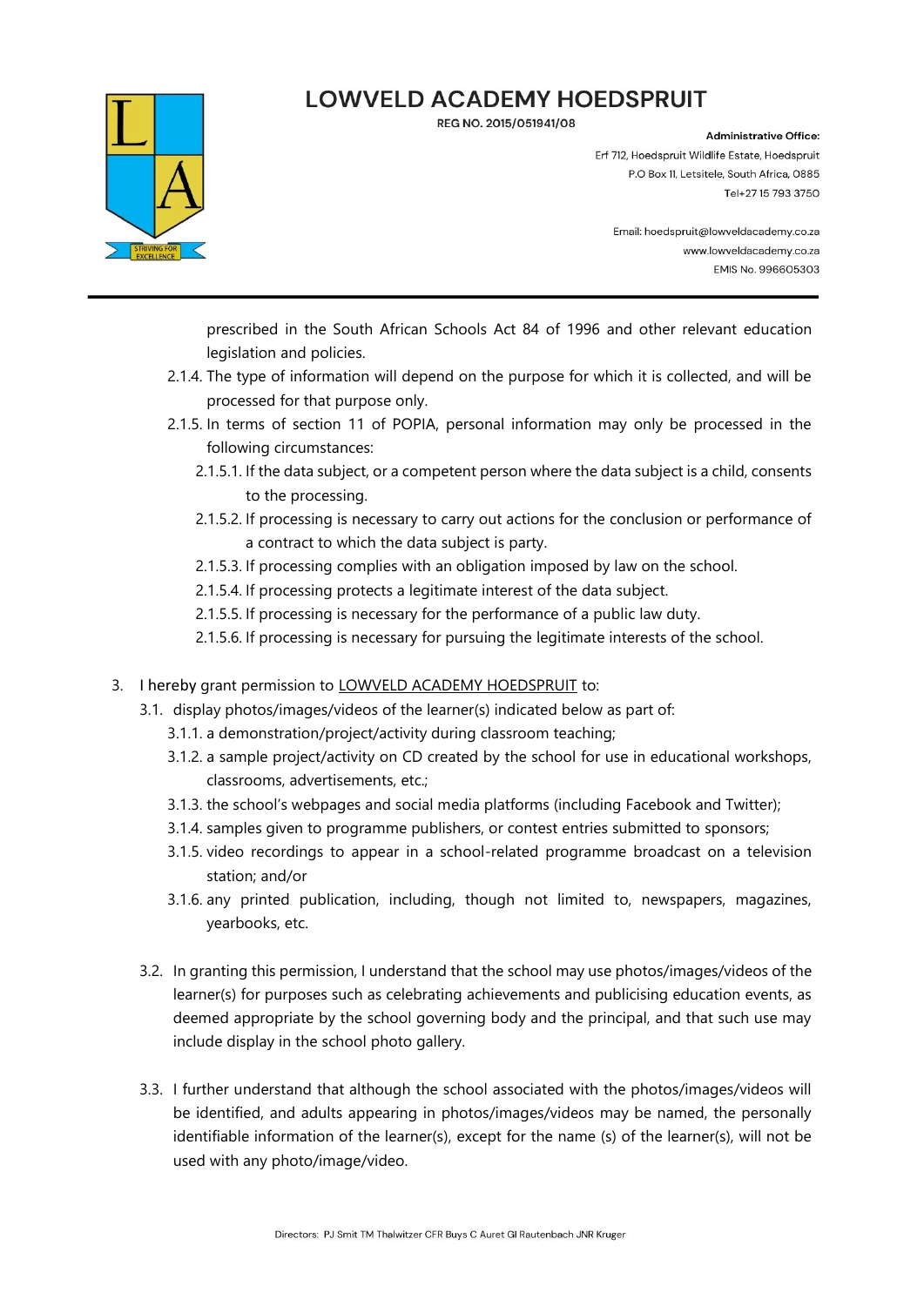prescribed in the South African Schools Act 84 of 1996 and other relevant education legislation and policies.

2.1.4. The type of information will depend on the purpose for which it is collected, and will be processed for that purpose only.

2.1.5. In terms of section 11 of POPIA, personal information may only be processed in the following circumstances:

2.1.5.1. If the data subject, or a competent person where the data subject is a child, consents to the processing.

2.1.5.2. If processing is necessary to carry out actions for the conclusion or performance of a contract to which the data subject is party.

2.1.5.3. If processing complies with an obligation imposed by law on the school.

2.1.5.4. If processing protects a legitimate interest of the data subject.

2.1.5.5. If processing is necessary for the performance of a public law duty.

2.1.5.6. If processing is necessary for pursuing the legitimate interests of the school.

3. I hereby grant permission to <u>LOWVELD ACADEMY HOEDSPRUIT</u> to:

3.1. display photos/images/videos of the learner(s) indicated below as part of:

3.1.1. a demonstration/project/activity during classroom teaching;

3.1.2. a sample project/activity on CD created by the school for use in educational workshops, classrooms, advertisements, etc.;

3.1.3. the school's webpages and social media platforms (including Facebook and Twitter);

3.1.4. samples given to programme publishers, or contest entries submitted to sponsors;

3.1.5. video recordings to appear in a school-related programme broadcast on a television station; and/or

3.1.6. any printed publication, including, though not limited to, newspapers, magazines, yearbooks, etc.

3.2. In granting this permission, I understand that the school may use photos/images/videos of the learner(s) for purposes such as celebrating achievements and publicising education events, as deemed appropriate by the school governing body and the principal, and that such use may include display in the school photo gallery.

3.3. I further understand that although the school associated with the photos/images/videos will be identified, and adults appearing in photos/images/videos may be named, the personally identifiable information of the learner(s), except for the name (s) of the learner(s), will not be used with any photo/image/video.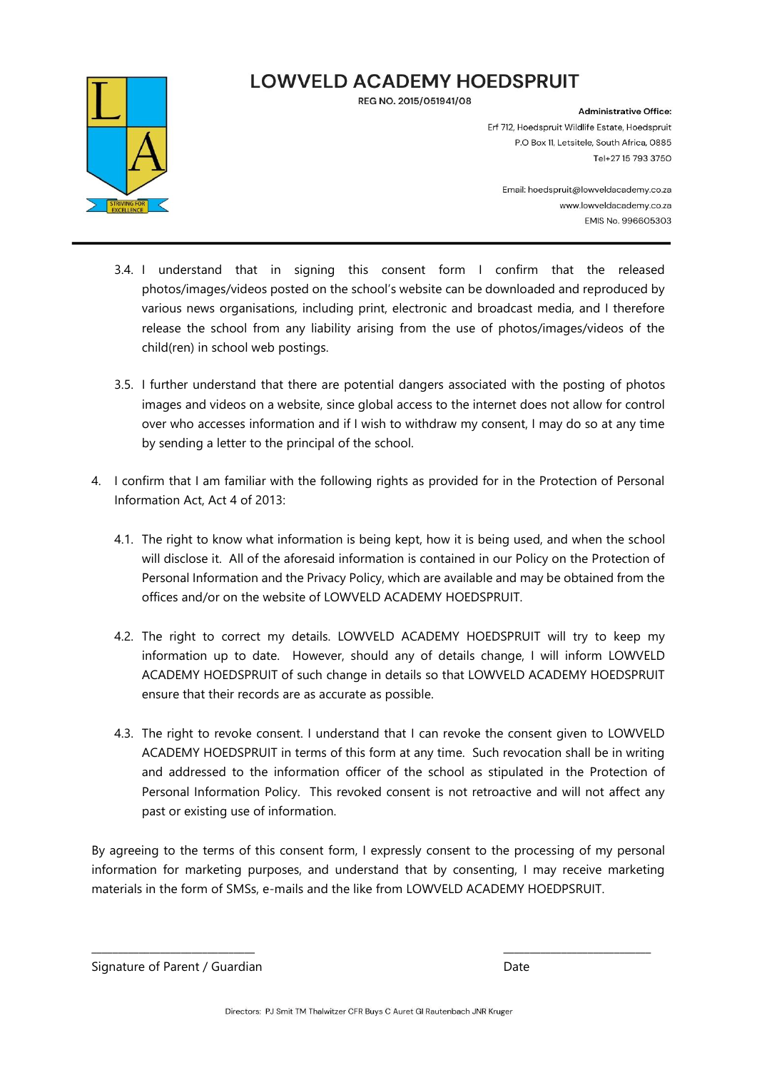3.4. I understand that in signing this consent form I confirm that the released photos/images/videos posted on the school's website can be downloaded and reproduced by various news organisations, including print, electronic and broadcast media, and I therefore release the school from any liability arising from the use of photos/images/videos of the child(ren) in school web postings.

3.5. I further understand that there are potential dangers associated with the posting of photos images and videos on a website, since global access to the internet does not allow for control over who accesses information and if I wish to withdraw my consent, I may do so at any time by sending a letter to the principal of the school.

4. I confirm that I am familiar with the following rights as provided for in the Protection of Personal Information Act, Act 4 of 2013:

   4.1. The right to know what information is being kept, how it is being used, and when the school will disclose it. All of the aforesaid information is contained in our Policy on the Protection of Personal Information and the Privacy Policy, which are available and may be obtained from the offices and/or on the website of LOWVELD ACADEMY HOEDSPRUIT.

   4.2. The right to correct my details. LOWVELD ACADEMY HOEDSPRUIT will try to keep my information up to date. However, should any of details change, I will inform LOWVELD ACADEMY HOEDSPRUIT of such change in details so that LOWVELD ACADEMY HOEDSPRUIT ensure that their records are as accurate as possible.

   4.3. The right to revoke consent. I understand that I can revoke the consent given to LOWVELD ACADEMY HOEDSPRUIT in terms of this form at any time. Such revocation shall be in writing and addressed to the information officer of the school as stipulated in the Protection of Personal Information Policy. This revoked consent is not retroactive and will not affect any past or existing use of information.

By agreeing to the terms of this consent form, I expressly consent to the processing of my personal information for marketing purposes, and understand that by consenting, I may receive marketing materials in the form of SMSs, e-mails and the like from LOWVELD ACADEMY HOEDPSRUIT.

\_\_\_\_\_\_\_\_\_\_\_\_\_\_\_\_\_\_\_\_\_\_\_\_\_\_\_\_ \_\_\_\_\_\_\_\_\_\_\_\_\_\_\_\_\_\_\_\_\_\_\_\_\_\_\_\_

Signature of Parent / Guardian Date